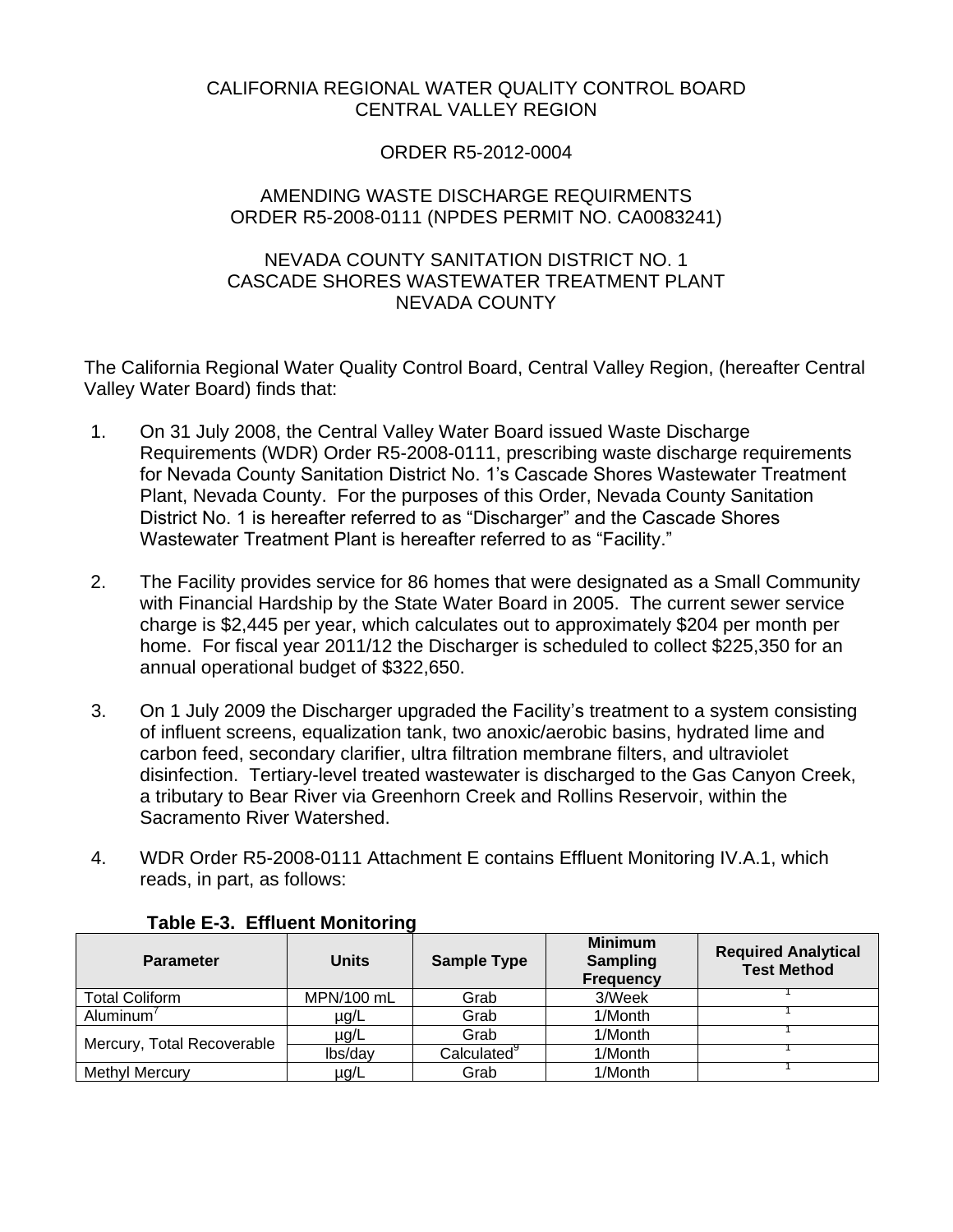CALIFORNIA REGIONAL WATER QUALITY CONTROL BOARD
CENTRAL VALLEY REGION

ORDER R5-2012-0004

AMENDING WASTE DISCHARGE REQUIRMENTS
ORDER R5-2008-0111 (NPDES PERMIT NO. CA0083241)

NEVADA COUNTY SANITATION DISTRICT NO. 1
CASCADE SHORES WASTEWATER TREATMENT PLANT
NEVADA COUNTY

The California Regional Water Quality Control Board, Central Valley Region, (hereafter Central Valley Water Board) finds that:

1. On 31 July 2008, the Central Valley Water Board issued Waste Discharge Requirements (WDR) Order R5-2008-0111, prescribing waste discharge requirements for Nevada County Sanitation District No. 1's Cascade Shores Wastewater Treatment Plant, Nevada County. For the purposes of this Order, Nevada County Sanitation District No. 1 is hereafter referred to as "Discharger" and the Cascade Shores Wastewater Treatment Plant is hereafter referred to as "Facility."

2. The Facility provides service for 86 homes that were designated as a Small Community with Financial Hardship by the State Water Board in 2005. The current sewer service charge is $2,445 per year, which calculates out to approximately $204 per month per home. For fiscal year 2011/12 the Discharger is scheduled to collect $225,350 for an annual operational budget of $322,650.

3. On 1 July 2009 the Discharger upgraded the Facility's treatment to a system consisting of influent screens, equalization tank, two anoxic/aerobic basins, hydrated lime and carbon feed, secondary clarifier, ultra filtration membrane filters, and ultraviolet disinfection. Tertiary-level treated wastewater is discharged to the Gas Canyon Creek, a tributary to Bear River via Greenhorn Creek and Rollins Reservoir, within the Sacramento River Watershed.

4. WDR Order R5-2008-0111 Attachment E contains Effluent Monitoring IV.A.1, which reads, in part, as follows:

**Table E-3. Effluent Monitoring**

| Parameter | Units | Sample Type | Minimum Sampling Frequency | Required Analytical Test Method |
|---|---|---|---|---|
| Total Coliform | MPN/100 mL | Grab | 3/Week | [1] |
| Aluminum[7] | µg/L | Grab | 1/Month | [1] |
| Mercury, Total Recoverable | µg/L | Grab | 1/Month | [1] |
| | lbs/day | Calculated[9] | 1/Month | [1] |
| Methyl Mercury | µg/L | Grab | 1/Month | [1] |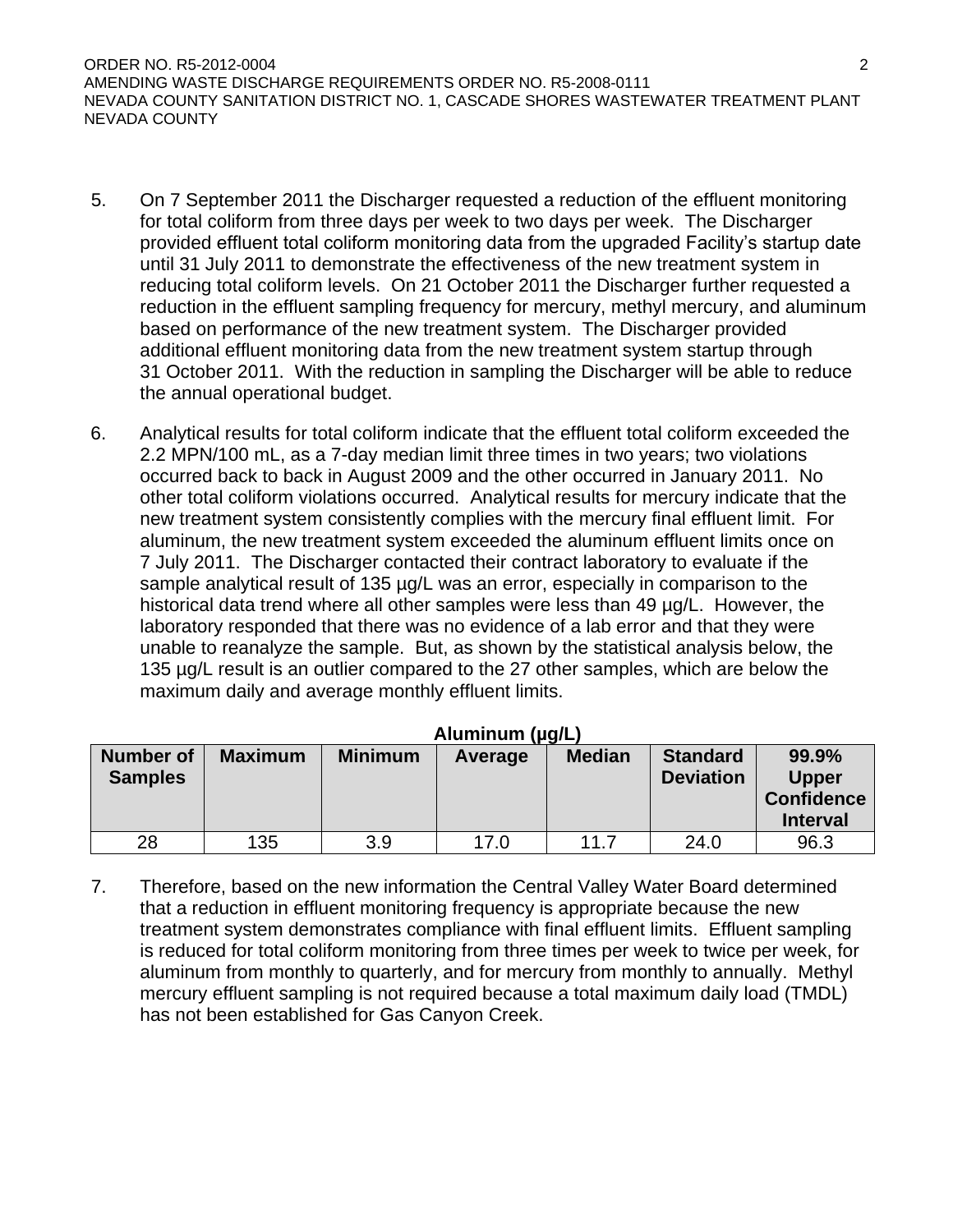5. On 7 September 2011 the Discharger requested a reduction of the effluent monitoring for total coliform from three days per week to two days per week. The Discharger provided effluent total coliform monitoring data from the upgraded Facility's startup date until 31 July 2011 to demonstrate the effectiveness of the new treatment system in reducing total coliform levels. On 21 October 2011 the Discharger further requested a reduction in the effluent sampling frequency for mercury, methyl mercury, and aluminum based on performance of the new treatment system. The Discharger provided additional effluent monitoring data from the new treatment system startup through 31 October 2011. With the reduction in sampling the Discharger will be able to reduce the annual operational budget.

6. Analytical results for total coliform indicate that the effluent total coliform exceeded the 2.2 MPN/100 mL, as a 7-day median limit three times in two years; two violations occurred back to back in August 2009 and the other occurred in January 2011. No other total coliform violations occurred. Analytical results for mercury indicate that the new treatment system consistently complies with the mercury final effluent limit. For aluminum, the new treatment system exceeded the aluminum effluent limits once on 7 July 2011. The Discharger contacted their contract laboratory to evaluate if the sample analytical result of 135 µg/L was an error, especially in comparison to the historical data trend where all other samples were less than 49 µg/L. However, the laboratory responded that there was no evidence of a lab error and that they were unable to reanalyze the sample. But, as shown by the statistical analysis below, the 135 µg/L result is an outlier compared to the 27 other samples, which are below the maximum daily and average monthly effluent limits.

**Aluminum (µg/L)**

| Number of Samples | Maximum | Minimum | Average | Median | Standard Deviation | 99.9% Upper Confidence Interval |
|---|---|---|---|---|---|---|
| 28 | 135 | 3.9 | 17.0 | 11.7 | 24.0 | 96.3 |

7. Therefore, based on the new information the Central Valley Water Board determined that a reduction in effluent monitoring frequency is appropriate because the new treatment system demonstrates compliance with final effluent limits. Effluent sampling is reduced for total coliform monitoring from three times per week to twice per week, for aluminum from monthly to quarterly, and for mercury from monthly to annually. Methyl mercury effluent sampling is not required because a total maximum daily load (TMDL) has not been established for Gas Canyon Creek.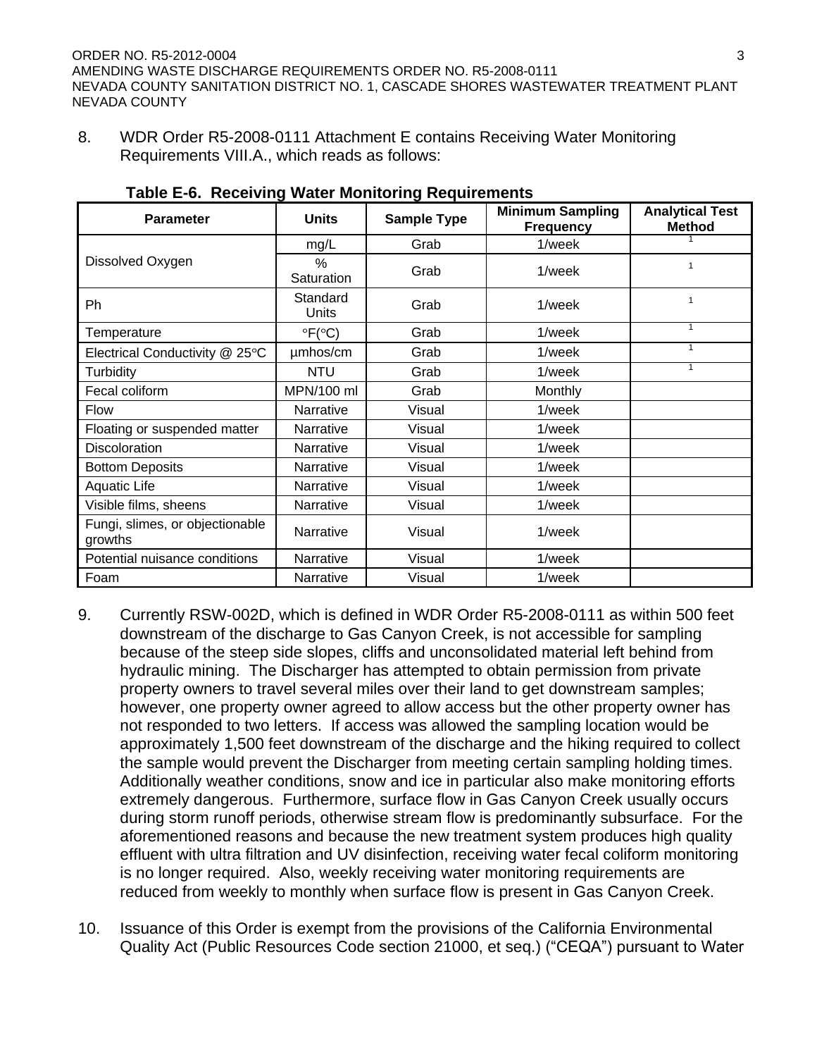8. WDR Order R5-2008-0111 Attachment E contains Receiving Water Monitoring Requirements VIII.A., which reads as follows:

**Table E-6. Receiving Water Monitoring Requirements**

| Parameter | Units | Sample Type | Minimum Sampling Frequency | Analytical Test Method |
|---|---|---|---|---|
| Dissolved Oxygen | mg/L | Grab | 1/week | 1 |
| | % Saturation | Grab | 1/week | 1 |
| Ph | Standard Units | Grab | 1/week | 1 |
| Temperature | °F(°C) | Grab | 1/week | 1 |
| Electrical Conductivity @ 25°C | μmhos/cm | Grab | 1/week | 1 |
| Turbidity | NTU | Grab | 1/week | 1 |
| Fecal coliform | MPN/100 ml | Grab | Monthly | |
| Flow | Narrative | Visual | 1/week | |
| Floating or suspended matter | Narrative | Visual | 1/week | |
| Discoloration | Narrative | Visual | 1/week | |
| Bottom Deposits | Narrative | Visual | 1/week | |
| Aquatic Life | Narrative | Visual | 1/week | |
| Visible films, sheens | Narrative | Visual | 1/week | |
| Fungi, slimes, or objectionable growths | Narrative | Visual | 1/week | |
| Potential nuisance conditions | Narrative | Visual | 1/week | |
| Foam | Narrative | Visual | 1/week | |

9. Currently RSW-002D, which is defined in WDR Order R5-2008-0111 as within 500 feet downstream of the discharge to Gas Canyon Creek, is not accessible for sampling because of the steep side slopes, cliffs and unconsolidated material left behind from hydraulic mining. The Discharger has attempted to obtain permission from private property owners to travel several miles over their land to get downstream samples; however, one property owner agreed to allow access but the other property owner has not responded to two letters. If access was allowed the sampling location would be approximately 1,500 feet downstream of the discharge and the hiking required to collect the sample would prevent the Discharger from meeting certain sampling holding times. Additionally weather conditions, snow and ice in particular also make monitoring efforts extremely dangerous. Furthermore, surface flow in Gas Canyon Creek usually occurs during storm runoff periods, otherwise stream flow is predominantly subsurface. For the aforementioned reasons and because the new treatment system produces high quality effluent with ultra filtration and UV disinfection, receiving water fecal coliform monitoring is no longer required. Also, weekly receiving water monitoring requirements are reduced from weekly to monthly when surface flow is present in Gas Canyon Creek.

10. Issuance of this Order is exempt from the provisions of the California Environmental Quality Act (Public Resources Code section 21000, et seq.) ("CEQA") pursuant to Water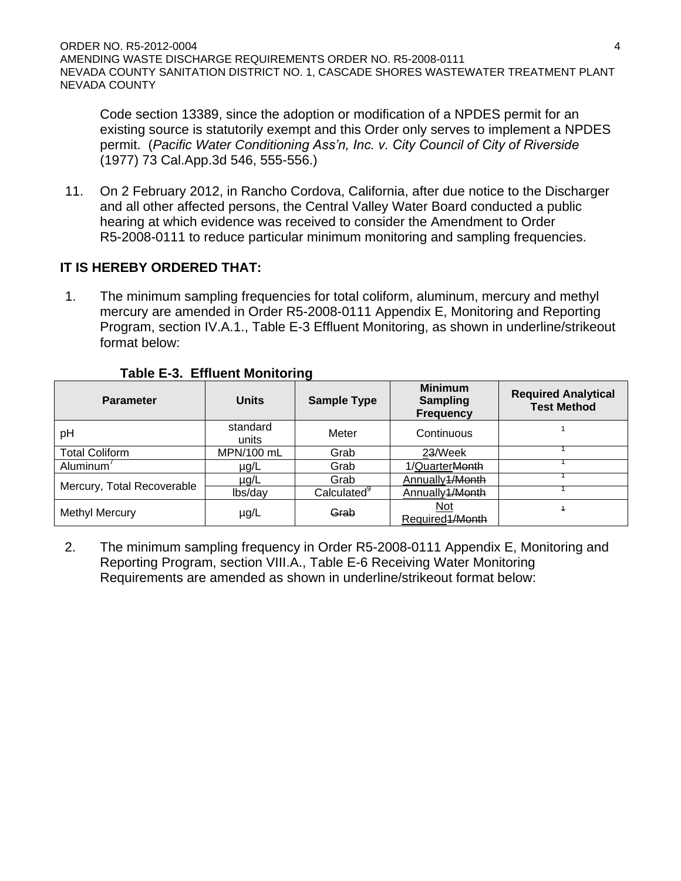Code section 13389, since the adoption or modification of a NPDES permit for an existing source is statutorily exempt and this Order only serves to implement a NPDES permit. (*Pacific Water Conditioning Ass'n, Inc. v. City Council of City of Riverside* (1977) 73 Cal.App.3d 546, 555-556.)

11. On 2 February 2012, in Rancho Cordova, California, after due notice to the Discharger and all other affected persons, the Central Valley Water Board conducted a public hearing at which evidence was received to consider the Amendment to Order R5-2008-0111 to reduce particular minimum monitoring and sampling frequencies.

**IT IS HEREBY ORDERED THAT:**

1. The minimum sampling frequencies for total coliform, aluminum, mercury and methyl mercury are amended in Order R5-2008-0111 Appendix E, Monitoring and Reporting Program, section IV.A.1., Table E-3 Effluent Monitoring, as shown in underline/strikeout format below:

**Table E-3. Effluent Monitoring**

| Parameter | Units | Sample Type | Minimum Sampling Frequency | Required Analytical Test Method |
|---|---|---|---|---|
| pH | standard units | Meter | Continuous | [1] |
| Total Coliform | MPN/100 mL | Grab | <u>2</u>~~3~~/Week | [1] |
| Aluminum[7] | µg/L | Grab | 1/<u>Quarter</u>~~Month~~ | [1] |
| Mercury, Total Recoverable | µg/L | Grab | <u>Annually</u>~~1/Month~~ | [1] |
| | lbs/day | Calculated[9] | <u>Annually</u>~~1/Month~~ | [1] |
| Methyl Mercury | µg/L | ~~Grab~~ | <u>Not Required</u>~~1/Month~~ | ~~1~~ |

2. The minimum sampling frequency in Order R5-2008-0111 Appendix E, Monitoring and Reporting Program, section VIII.A., Table E-6 Receiving Water Monitoring Requirements are amended as shown in underline/strikeout format below: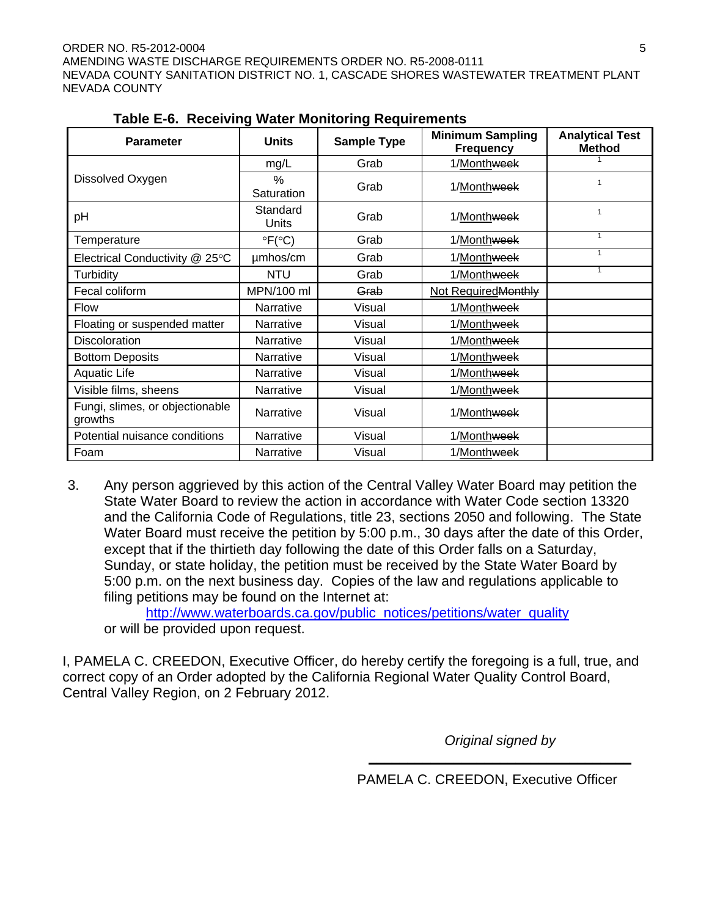**Table E-6. Receiving Water Monitoring Requirements**

| Parameter | Units | Sample Type | Minimum Sampling Frequency | Analytical Test Method |
|---|---|---|---|---|
| Dissolved Oxygen | mg/L | Grab | 1/Month~~week~~ | [1] |
| | % Saturation | Grab | 1/Month~~week~~ | [1] |
| pH | Standard Units | Grab | 1/Month~~week~~ | [1] |
| Temperature | °F(°C) | Grab | 1/Month~~week~~ | [1] |
| Electrical Conductivity @ 25°C | µmhos/cm | Grab | 1/Month~~week~~ | [1] |
| Turbidity | NTU | Grab | 1/Month~~week~~ | [1] |
| Fecal coliform | MPN/100 ml | ~~Grab~~ | Not Required~~Monthly~~ | |
| Flow | Narrative | Visual | 1/Month~~week~~ | |
| Floating or suspended matter | Narrative | Visual | 1/Month~~week~~ | |
| Discoloration | Narrative | Visual | 1/Month~~week~~ | |
| Bottom Deposits | Narrative | Visual | 1/Month~~week~~ | |
| Aquatic Life | Narrative | Visual | 1/Month~~week~~ | |
| Visible films, sheens | Narrative | Visual | 1/Month~~week~~ | |
| Fungi, slimes, or objectionable growths | Narrative | Visual | 1/Month~~week~~ | |
| Potential nuisance conditions | Narrative | Visual | 1/Month~~week~~ | |
| Foam | Narrative | Visual | 1/Month~~week~~ | |

3. Any person aggrieved by this action of the Central Valley Water Board may petition the State Water Board to review the action in accordance with Water Code section 13320 and the California Code of Regulations, title 23, sections 2050 and following. The State Water Board must receive the petition by 5:00 p.m., 30 days after the date of this Order, except that if the thirtieth day following the date of this Order falls on a Saturday, Sunday, or state holiday, the petition must be received by the State Water Board by 5:00 p.m. on the next business day. Copies of the law and regulations applicable to filing petitions may be found on the Internet at:
   http://www.waterboards.ca.gov/public_notices/petitions/water_quality
   or will be provided upon request.

I, PAMELA C. CREEDON, Executive Officer, do hereby certify the foregoing is a full, true, and correct copy of an Order adopted by the California Regional Water Quality Control Board, Central Valley Region, on 2 February 2012.

*Original signed by*

PAMELA C. CREEDON, Executive Officer